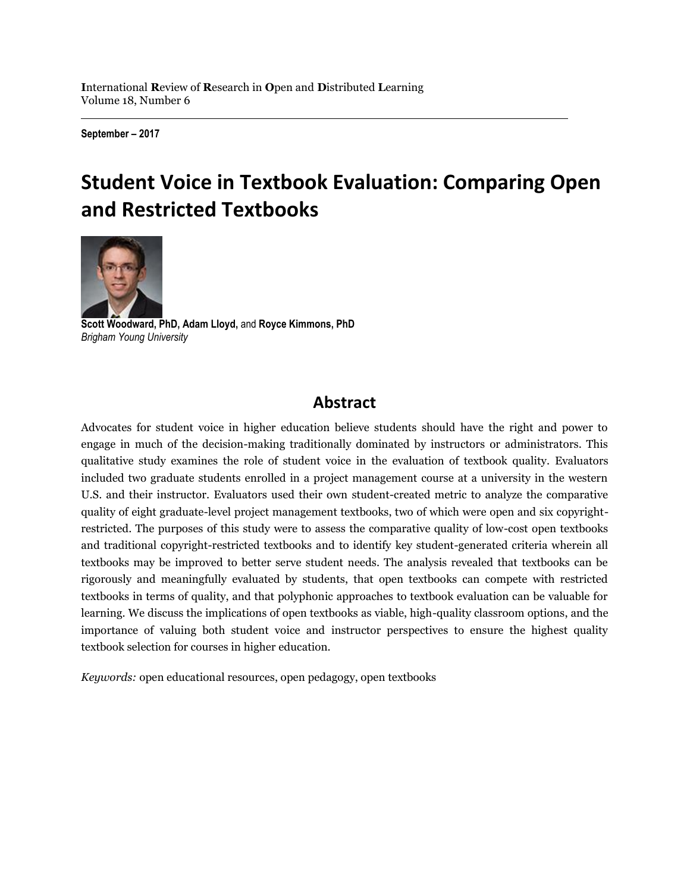**I**nternational **R**eview of **R**esearch in **O**pen and **D**istributed **L**earning
Volume 18, Number 6

**September – 2017**

# Student Voice in Textbook Evaluation: Comparing Open and Restricted Textbooks

**Scott Woodward, PhD, Adam Lloyd,** and **Royce Kimmons, PhD**
*Brigham Young University*

## Abstract

Advocates for student voice in higher education believe students should have the right and power to engage in much of the decision-making traditionally dominated by instructors or administrators. This qualitative study examines the role of student voice in the evaluation of textbook quality. Evaluators included two graduate students enrolled in a project management course at a university in the western U.S. and their instructor. Evaluators used their own student-created metric to analyze the comparative quality of eight graduate-level project management textbooks, two of which were open and six copyright-restricted. The purposes of this study were to assess the comparative quality of low-cost open textbooks and traditional copyright-restricted textbooks and to identify key student-generated criteria wherein all textbooks may be improved to better serve student needs. The analysis revealed that textbooks can be rigorously and meaningfully evaluated by students, that open textbooks can compete with restricted textbooks in terms of quality, and that polyphonic approaches to textbook evaluation can be valuable for learning. We discuss the implications of open textbooks as viable, high-quality classroom options, and the importance of valuing both student voice and instructor perspectives to ensure the highest quality textbook selection for courses in higher education.

*Keywords:* open educational resources, open pedagogy, open textbooks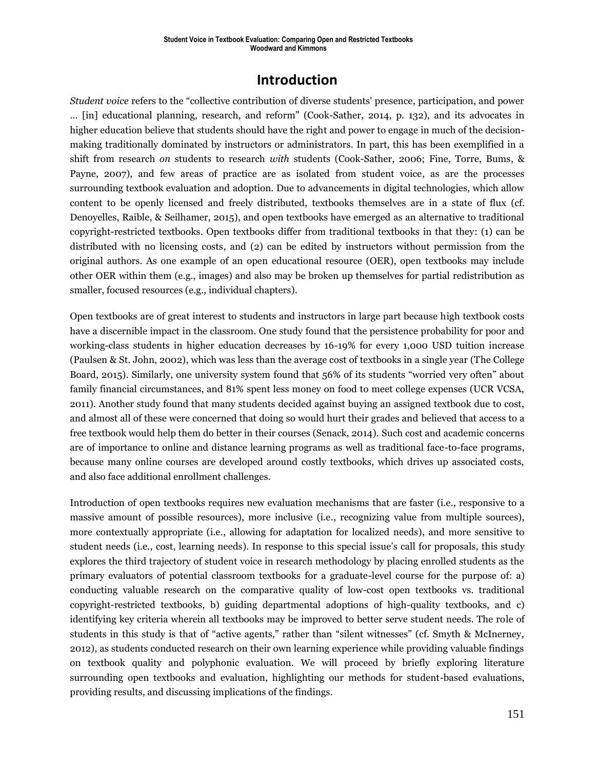# Introduction

*Student voice* refers to the “collective contribution of diverse students' presence, participation, and power … [in] educational planning, research, and reform” (Cook-Sather, 2014, p. 132), and its advocates in higher education believe that students should have the right and power to engage in much of the decision-making traditionally dominated by instructors or administrators. In part, this has been exemplified in a shift from research *on* students to research *with* students (Cook-Sather, 2006; Fine, Torre, Bums, & Payne, 2007), and few areas of practice are as isolated from student voice, as are the processes surrounding textbook evaluation and adoption. Due to advancements in digital technologies, which allow content to be openly licensed and freely distributed, textbooks themselves are in a state of flux (cf. Denoyelles, Raible, & Seilhamer, 2015), and open textbooks have emerged as an alternative to traditional copyright-restricted textbooks. Open textbooks differ from traditional textbooks in that they: (1) can be distributed with no licensing costs, and (2) can be edited by instructors without permission from the original authors. As one example of an open educational resource (OER), open textbooks may include other OER within them (e.g., images) and also may be broken up themselves for partial redistribution as smaller, focused resources (e.g., individual chapters).

Open textbooks are of great interest to students and instructors in large part because high textbook costs have a discernible impact in the classroom. One study found that the persistence probability for poor and working-class students in higher education decreases by 16-19% for every 1,000 USD tuition increase (Paulsen & St. John, 2002), which was less than the average cost of textbooks in a single year (The College Board, 2015). Similarly, one university system found that 56% of its students “worried very often” about family financial circumstances, and 81% spent less money on food to meet college expenses (UCR VCSA, 2011). Another study found that many students decided against buying an assigned textbook due to cost, and almost all of these were concerned that doing so would hurt their grades and believed that access to a free textbook would help them do better in their courses (Senack, 2014). Such cost and academic concerns are of importance to online and distance learning programs as well as traditional face-to-face programs, because many online courses are developed around costly textbooks, which drives up associated costs, and also face additional enrollment challenges.

Introduction of open textbooks requires new evaluation mechanisms that are faster (i.e., responsive to a massive amount of possible resources), more inclusive (i.e., recognizing value from multiple sources), more contextually appropriate (i.e., allowing for adaptation for localized needs), and more sensitive to student needs (i.e., cost, learning needs). In response to this special issue’s call for proposals, this study explores the third trajectory of student voice in research methodology by placing enrolled students as the primary evaluators of potential classroom textbooks for a graduate-level course for the purpose of: a) conducting valuable research on the comparative quality of low-cost open textbooks vs. traditional copyright-restricted textbooks, b) guiding departmental adoptions of high-quality textbooks, and c) identifying key criteria wherein all textbooks may be improved to better serve student needs. The role of students in this study is that of “active agents,” rather than “silent witnesses” (cf. Smyth & McInerney, 2012), as students conducted research on their own learning experience while providing valuable findings on textbook quality and polyphonic evaluation. We will proceed by briefly exploring literature surrounding open textbooks and evaluation, highlighting our methods for student-based evaluations, providing results, and discussing implications of the findings.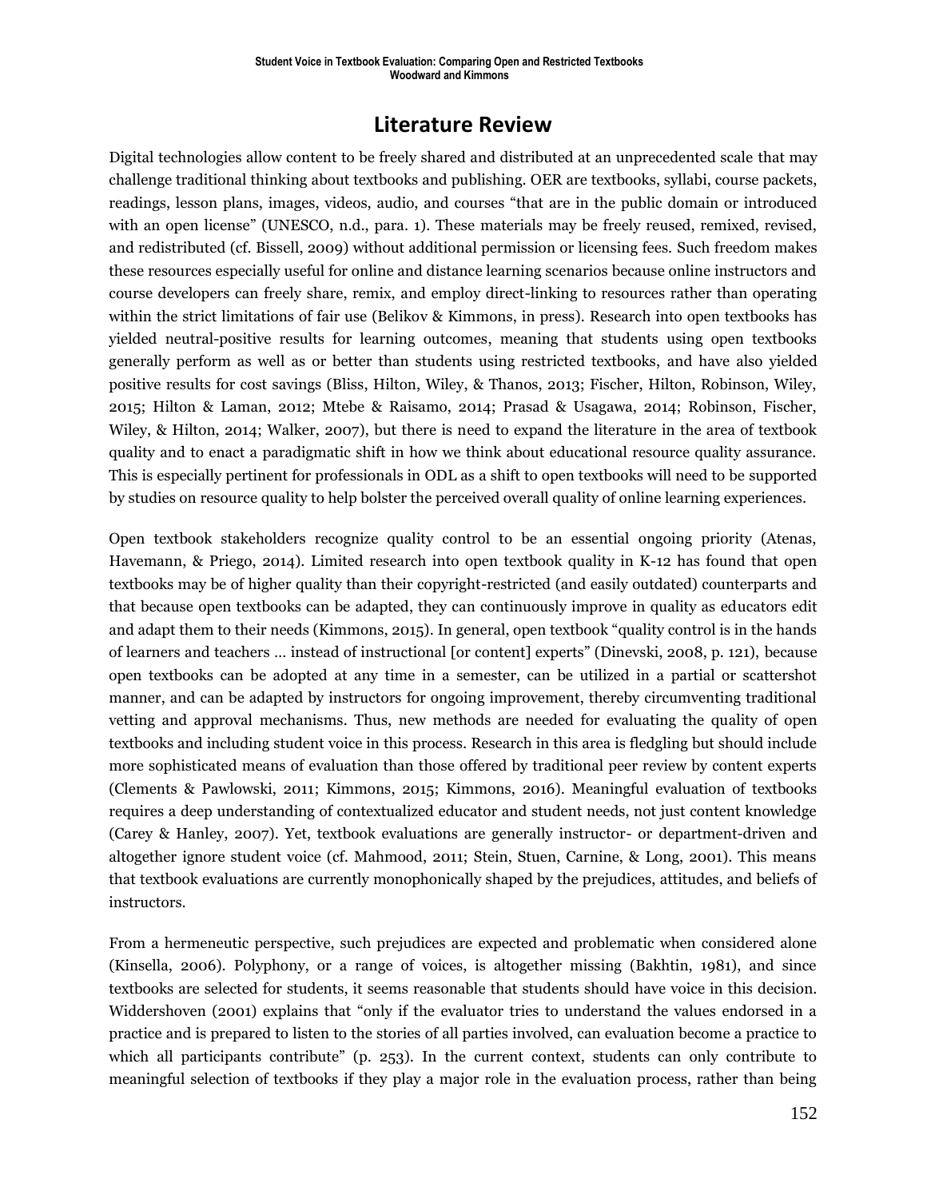## Literature Review

Digital technologies allow content to be freely shared and distributed at an unprecedented scale that may challenge traditional thinking about textbooks and publishing. OER are textbooks, syllabi, course packets, readings, lesson plans, images, videos, audio, and courses "that are in the public domain or introduced with an open license" (UNESCO, n.d., para. 1). These materials may be freely reused, remixed, revised, and redistributed (cf. Bissell, 2009) without additional permission or licensing fees. Such freedom makes these resources especially useful for online and distance learning scenarios because online instructors and course developers can freely share, remix, and employ direct-linking to resources rather than operating within the strict limitations of fair use (Belikov & Kimmons, in press). Research into open textbooks has yielded neutral-positive results for learning outcomes, meaning that students using open textbooks generally perform as well as or better than students using restricted textbooks, and have also yielded positive results for cost savings (Bliss, Hilton, Wiley, & Thanos, 2013; Fischer, Hilton, Robinson, Wiley, 2015; Hilton & Laman, 2012; Mtebe & Raisamo, 2014; Prasad & Usagawa, 2014; Robinson, Fischer, Wiley, & Hilton, 2014; Walker, 2007), but there is need to expand the literature in the area of textbook quality and to enact a paradigmatic shift in how we think about educational resource quality assurance. This is especially pertinent for professionals in ODL as a shift to open textbooks will need to be supported by studies on resource quality to help bolster the perceived overall quality of online learning experiences.

Open textbook stakeholders recognize quality control to be an essential ongoing priority (Atenas, Havemann, & Priego, 2014). Limited research into open textbook quality in K-12 has found that open textbooks may be of higher quality than their copyright-restricted (and easily outdated) counterparts and that because open textbooks can be adapted, they can continuously improve in quality as educators edit and adapt them to their needs (Kimmons, 2015). In general, open textbook "quality control is in the hands of learners and teachers … instead of instructional [or content] experts" (Dinevski, 2008, p. 121), because open textbooks can be adopted at any time in a semester, can be utilized in a partial or scattershot manner, and can be adapted by instructors for ongoing improvement, thereby circumventing traditional vetting and approval mechanisms. Thus, new methods are needed for evaluating the quality of open textbooks and including student voice in this process. Research in this area is fledgling but should include more sophisticated means of evaluation than those offered by traditional peer review by content experts (Clements & Pawlowski, 2011; Kimmons, 2015; Kimmons, 2016). Meaningful evaluation of textbooks requires a deep understanding of contextualized educator and student needs, not just content knowledge (Carey & Hanley, 2007). Yet, textbook evaluations are generally instructor- or department-driven and altogether ignore student voice (cf. Mahmood, 2011; Stein, Stuen, Carnine, & Long, 2001). This means that textbook evaluations are currently monophonically shaped by the prejudices, attitudes, and beliefs of instructors.

From a hermeneutic perspective, such prejudices are expected and problematic when considered alone (Kinsella, 2006). Polyphony, or a range of voices, is altogether missing (Bakhtin, 1981), and since textbooks are selected for students, it seems reasonable that students should have voice in this decision. Widdershoven (2001) explains that "only if the evaluator tries to understand the values endorsed in a practice and is prepared to listen to the stories of all parties involved, can evaluation become a practice to which all participants contribute" (p. 253). In the current context, students can only contribute to meaningful selection of textbooks if they play a major role in the evaluation process, rather than being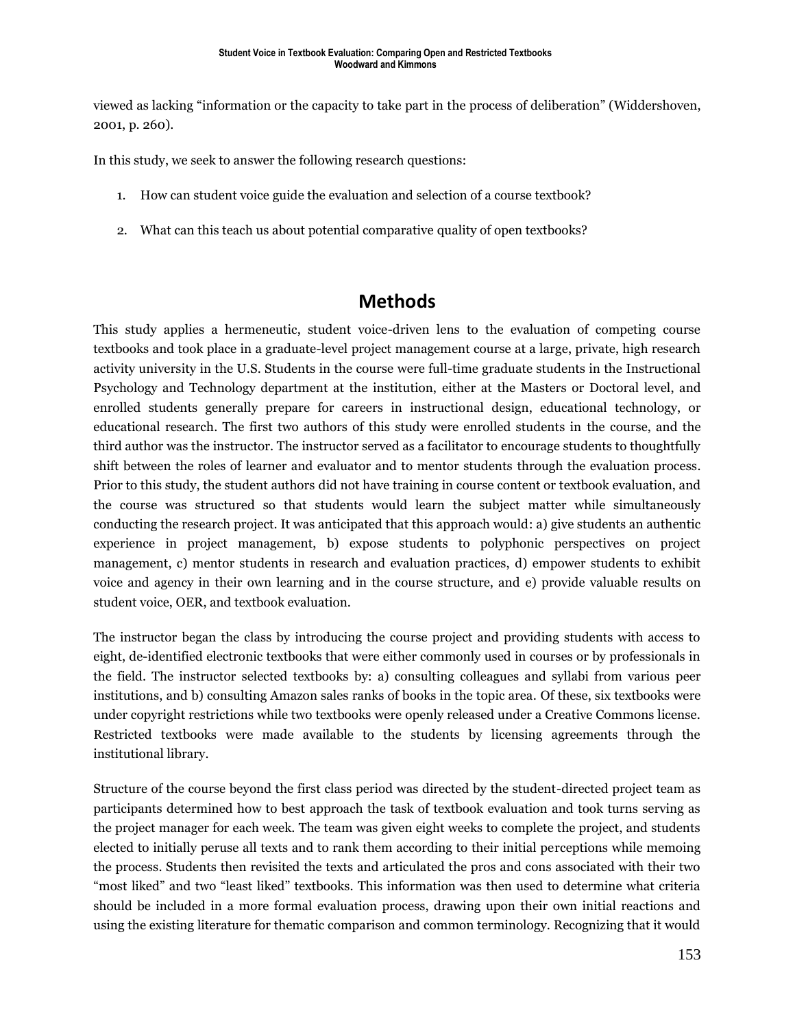viewed as lacking "information or the capacity to take part in the process of deliberation" (Widdershoven, 2001, p. 260).

In this study, we seek to answer the following research questions:

1. How can student voice guide the evaluation and selection of a course textbook?
2. What can this teach us about potential comparative quality of open textbooks?

## Methods

This study applies a hermeneutic, student voice-driven lens to the evaluation of competing course textbooks and took place in a graduate-level project management course at a large, private, high research activity university in the U.S. Students in the course were full-time graduate students in the Instructional Psychology and Technology department at the institution, either at the Masters or Doctoral level, and enrolled students generally prepare for careers in instructional design, educational technology, or educational research. The first two authors of this study were enrolled students in the course, and the third author was the instructor. The instructor served as a facilitator to encourage students to thoughtfully shift between the roles of learner and evaluator and to mentor students through the evaluation process. Prior to this study, the student authors did not have training in course content or textbook evaluation, and the course was structured so that students would learn the subject matter while simultaneously conducting the research project. It was anticipated that this approach would: a) give students an authentic experience in project management, b) expose students to polyphonic perspectives on project management, c) mentor students in research and evaluation practices, d) empower students to exhibit voice and agency in their own learning and in the course structure, and e) provide valuable results on student voice, OER, and textbook evaluation.

The instructor began the class by introducing the course project and providing students with access to eight, de-identified electronic textbooks that were either commonly used in courses or by professionals in the field. The instructor selected textbooks by: a) consulting colleagues and syllabi from various peer institutions, and b) consulting Amazon sales ranks of books in the topic area. Of these, six textbooks were under copyright restrictions while two textbooks were openly released under a Creative Commons license. Restricted textbooks were made available to the students by licensing agreements through the institutional library.

Structure of the course beyond the first class period was directed by the student-directed project team as participants determined how to best approach the task of textbook evaluation and took turns serving as the project manager for each week. The team was given eight weeks to complete the project, and students elected to initially peruse all texts and to rank them according to their initial perceptions while memoing the process. Students then revisited the texts and articulated the pros and cons associated with their two "most liked" and two "least liked" textbooks. This information was then used to determine what criteria should be included in a more formal evaluation process, drawing upon their own initial reactions and using the existing literature for thematic comparison and common terminology. Recognizing that it would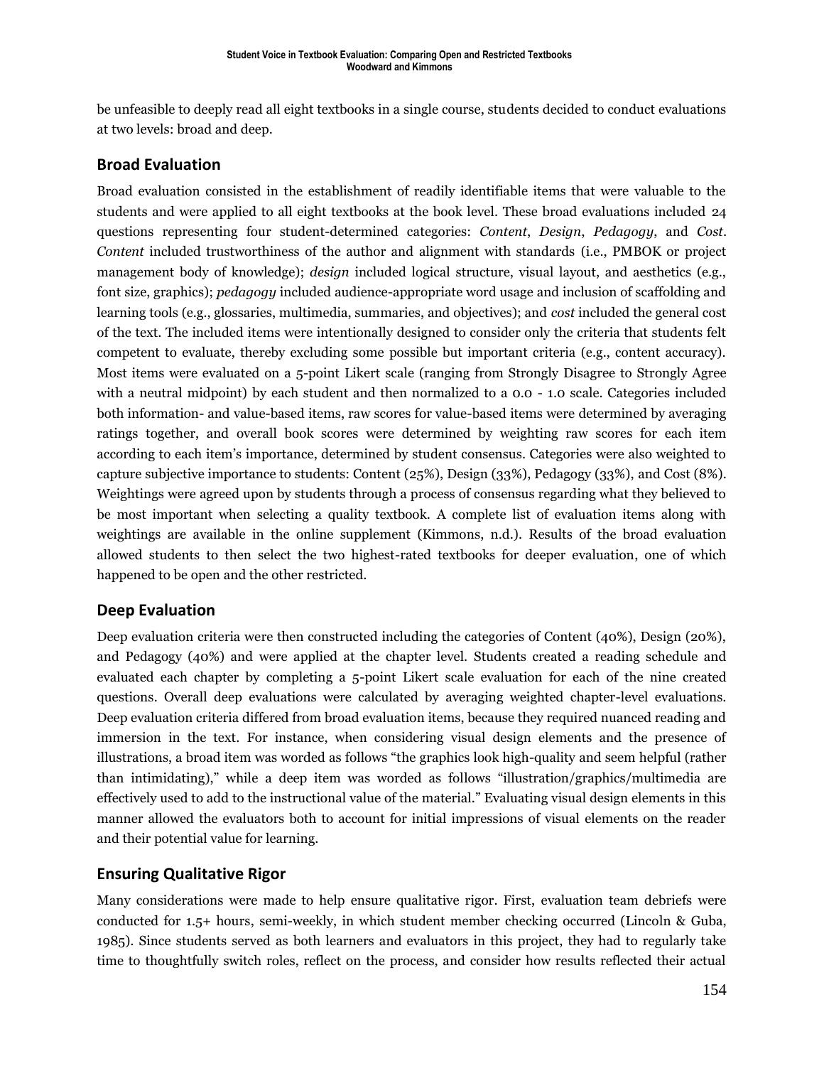be unfeasible to deeply read all eight textbooks in a single course, students decided to conduct evaluations at two levels: broad and deep.

## Broad Evaluation

Broad evaluation consisted in the establishment of readily identifiable items that were valuable to the students and were applied to all eight textbooks at the book level. These broad evaluations included 24 questions representing four student-determined categories: *Content*, *Design*, *Pedagogy*, and *Cost*. *Content* included trustworthiness of the author and alignment with standards (i.e., PMBOK or project management body of knowledge); *design* included logical structure, visual layout, and aesthetics (e.g., font size, graphics); *pedagogy* included audience-appropriate word usage and inclusion of scaffolding and learning tools (e.g., glossaries, multimedia, summaries, and objectives); and *cost* included the general cost of the text. The included items were intentionally designed to consider only the criteria that students felt competent to evaluate, thereby excluding some possible but important criteria (e.g., content accuracy). Most items were evaluated on a 5-point Likert scale (ranging from Strongly Disagree to Strongly Agree with a neutral midpoint) by each student and then normalized to a 0.0 - 1.0 scale. Categories included both information- and value-based items, raw scores for value-based items were determined by averaging ratings together, and overall book scores were determined by weighting raw scores for each item according to each item's importance, determined by student consensus. Categories were also weighted to capture subjective importance to students: Content (25%), Design (33%), Pedagogy (33%), and Cost (8%). Weightings were agreed upon by students through a process of consensus regarding what they believed to be most important when selecting a quality textbook. A complete list of evaluation items along with weightings are available in the online supplement (Kimmons, n.d.). Results of the broad evaluation allowed students to then select the two highest-rated textbooks for deeper evaluation, one of which happened to be open and the other restricted.

## Deep Evaluation

Deep evaluation criteria were then constructed including the categories of Content (40%), Design (20%), and Pedagogy (40%) and were applied at the chapter level. Students created a reading schedule and evaluated each chapter by completing a 5-point Likert scale evaluation for each of the nine created questions. Overall deep evaluations were calculated by averaging weighted chapter-level evaluations. Deep evaluation criteria differed from broad evaluation items, because they required nuanced reading and immersion in the text. For instance, when considering visual design elements and the presence of illustrations, a broad item was worded as follows "the graphics look high-quality and seem helpful (rather than intimidating)," while a deep item was worded as follows "illustration/graphics/multimedia are effectively used to add to the instructional value of the material." Evaluating visual design elements in this manner allowed the evaluators both to account for initial impressions of visual elements on the reader and their potential value for learning.

## Ensuring Qualitative Rigor

Many considerations were made to help ensure qualitative rigor. First, evaluation team debriefs were conducted for 1.5+ hours, semi-weekly, in which student member checking occurred (Lincoln & Guba, 1985). Since students served as both learners and evaluators in this project, they had to regularly take time to thoughtfully switch roles, reflect on the process, and consider how results reflected their actual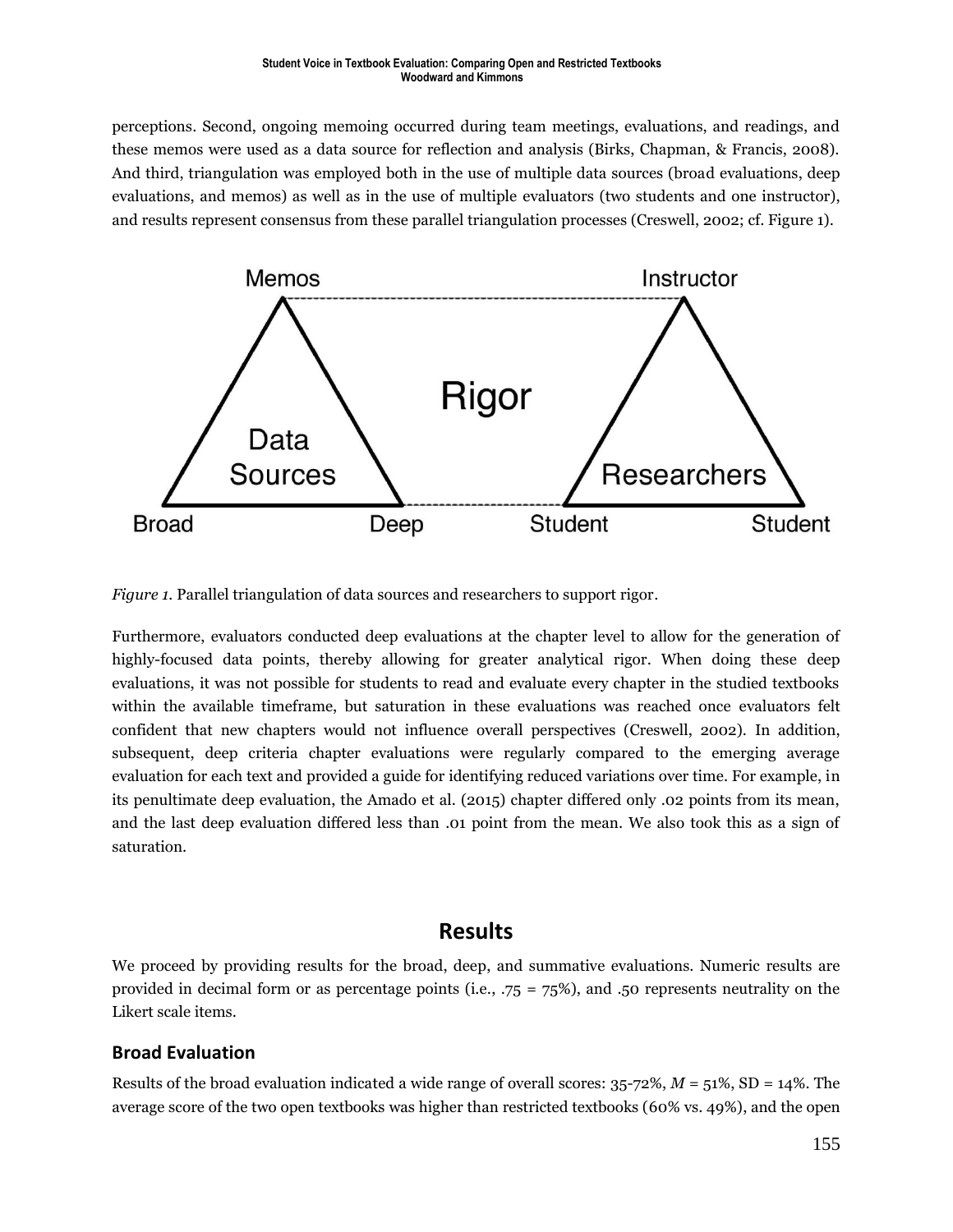perceptions. Second, ongoing memoing occurred during team meetings, evaluations, and readings, and these memos were used as a data source for reflection and analysis (Birks, Chapman, & Francis, 2008). And third, triangulation was employed both in the use of multiple data sources (broad evaluations, deep evaluations, and memos) as well as in the use of multiple evaluators (two students and one instructor), and results represent consensus from these parallel triangulation processes (Creswell, 2002; cf. Figure 1).

*Figure 1.* Parallel triangulation of data sources and researchers to support rigor.

Furthermore, evaluators conducted deep evaluations at the chapter level to allow for the generation of highly-focused data points, thereby allowing for greater analytical rigor. When doing these deep evaluations, it was not possible for students to read and evaluate every chapter in the studied textbooks within the available timeframe, but saturation in these evaluations was reached once evaluators felt confident that new chapters would not influence overall perspectives (Creswell, 2002). In addition, subsequent, deep criteria chapter evaluations were regularly compared to the emerging average evaluation for each text and provided a guide for identifying reduced variations over time. For example, in its penultimate deep evaluation, the Amado et al. (2015) chapter differed only .02 points from its mean, and the last deep evaluation differed less than .01 point from the mean. We also took this as a sign of saturation.

## Results

We proceed by providing results for the broad, deep, and summative evaluations. Numeric results are provided in decimal form or as percentage points (i.e., .75 = 75%), and .50 represents neutrality on the Likert scale items.

### Broad Evaluation

Results of the broad evaluation indicated a wide range of overall scores: 35-72%, $M$ = 51%, SD = 14%. The average score of the two open textbooks was higher than restricted textbooks (60% vs. 49%), and the open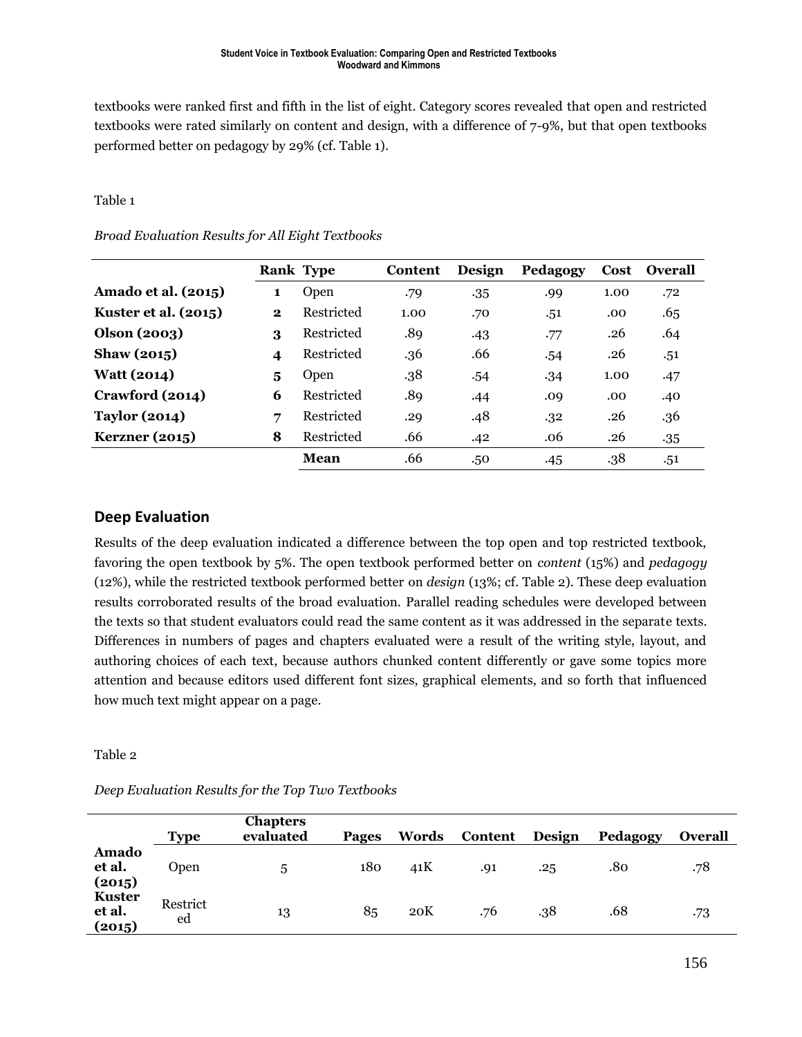textbooks were ranked first and fifth in the list of eight. Category scores revealed that open and restricted textbooks were rated similarly on content and design, with a difference of 7-9%, but that open textbooks performed better on pedagogy by 29% (cf. Table 1).

Table 1

*Broad Evaluation Results for All Eight Textbooks*

| | Rank | Type | Content | Design | Pedagogy | Cost | Overall |
|---|---|---|---|---|---|---|---|
| **Amado et al. (2015)** | **1** | Open | .79 | .35 | .99 | 1.00 | .72 |
| **Kuster et al. (2015)** | **2** | Restricted | 1.00 | .70 | .51 | .00 | .65 |
| **Olson (2003)** | **3** | Restricted | .89 | .43 | .77 | .26 | .64 |
| **Shaw (2015)** | **4** | Restricted | .36 | .66 | .54 | .26 | .51 |
| **Watt (2014)** | **5** | Open | .38 | .54 | .34 | 1.00 | .47 |
| **Crawford (2014)** | **6** | Restricted | .89 | .44 | .09 | .00 | .40 |
| **Taylor (2014)** | **7** | Restricted | .29 | .48 | .32 | .26 | .36 |
| **Kerzner (2015)** | **8** | Restricted | .66 | .42 | .06 | .26 | .35 |
| | | **Mean** | .66 | .50 | .45 | .38 | .51 |

## Deep Evaluation

Results of the deep evaluation indicated a difference between the top open and top restricted textbook, favoring the open textbook by 5%. The open textbook performed better on *content* (15%) and *pedagogy* (12%), while the restricted textbook performed better on *design* (13%; cf. Table 2). These deep evaluation results corroborated results of the broad evaluation. Parallel reading schedules were developed between the texts so that student evaluators could read the same content as it was addressed in the separate texts. Differences in numbers of pages and chapters evaluated were a result of the writing style, layout, and authoring choices of each text, because authors chunked content differently or gave some topics more attention and because editors used different font sizes, graphical elements, and so forth that influenced how much text might appear on a page.

Table 2

*Deep Evaluation Results for the Top Two Textbooks*

| | Type | Chapters evaluated | Pages | Words | Content | Design | Pedagogy | Overall |
|---|---|---|---|---|---|---|---|---|
| **Amado et al. (2015)** | Open | 5 | 180 | 41K | .91 | .25 | .80 | .78 |
| **Kuster et al. (2015)** | Restricted | 13 | 85 | 20K | .76 | .38 | .68 | .73 |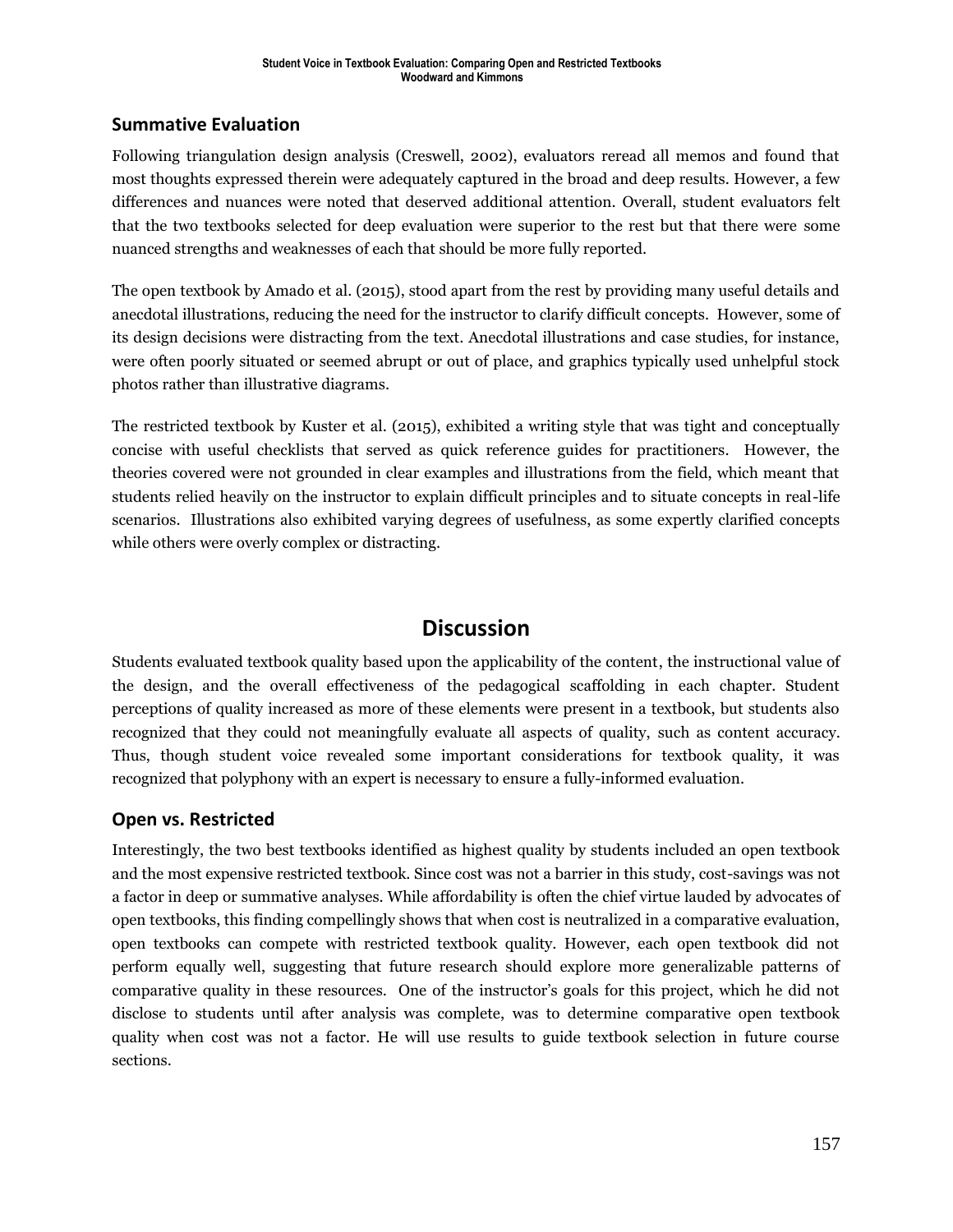## Summative Evaluation

Following triangulation design analysis (Creswell, 2002), evaluators reread all memos and found that most thoughts expressed therein were adequately captured in the broad and deep results. However, a few differences and nuances were noted that deserved additional attention. Overall, student evaluators felt that the two textbooks selected for deep evaluation were superior to the rest but that there were some nuanced strengths and weaknesses of each that should be more fully reported.

The open textbook by Amado et al. (2015), stood apart from the rest by providing many useful details and anecdotal illustrations, reducing the need for the instructor to clarify difficult concepts. However, some of its design decisions were distracting from the text. Anecdotal illustrations and case studies, for instance, were often poorly situated or seemed abrupt or out of place, and graphics typically used unhelpful stock photos rather than illustrative diagrams.

The restricted textbook by Kuster et al. (2015), exhibited a writing style that was tight and conceptually concise with useful checklists that served as quick reference guides for practitioners. However, the theories covered were not grounded in clear examples and illustrations from the field, which meant that students relied heavily on the instructor to explain difficult principles and to situate concepts in real-life scenarios. Illustrations also exhibited varying degrees of usefulness, as some expertly clarified concepts while others were overly complex or distracting.

# Discussion

Students evaluated textbook quality based upon the applicability of the content, the instructional value of the design, and the overall effectiveness of the pedagogical scaffolding in each chapter. Student perceptions of quality increased as more of these elements were present in a textbook, but students also recognized that they could not meaningfully evaluate all aspects of quality, such as content accuracy. Thus, though student voice revealed some important considerations for textbook quality, it was recognized that polyphony with an expert is necessary to ensure a fully-informed evaluation.

## Open vs. Restricted

Interestingly, the two best textbooks identified as highest quality by students included an open textbook and the most expensive restricted textbook. Since cost was not a barrier in this study, cost-savings was not a factor in deep or summative analyses. While affordability is often the chief virtue lauded by advocates of open textbooks, this finding compellingly shows that when cost is neutralized in a comparative evaluation, open textbooks can compete with restricted textbook quality. However, each open textbook did not perform equally well, suggesting that future research should explore more generalizable patterns of comparative quality in these resources. One of the instructor's goals for this project, which he did not disclose to students until after analysis was complete, was to determine comparative open textbook quality when cost was not a factor. He will use results to guide textbook selection in future course sections.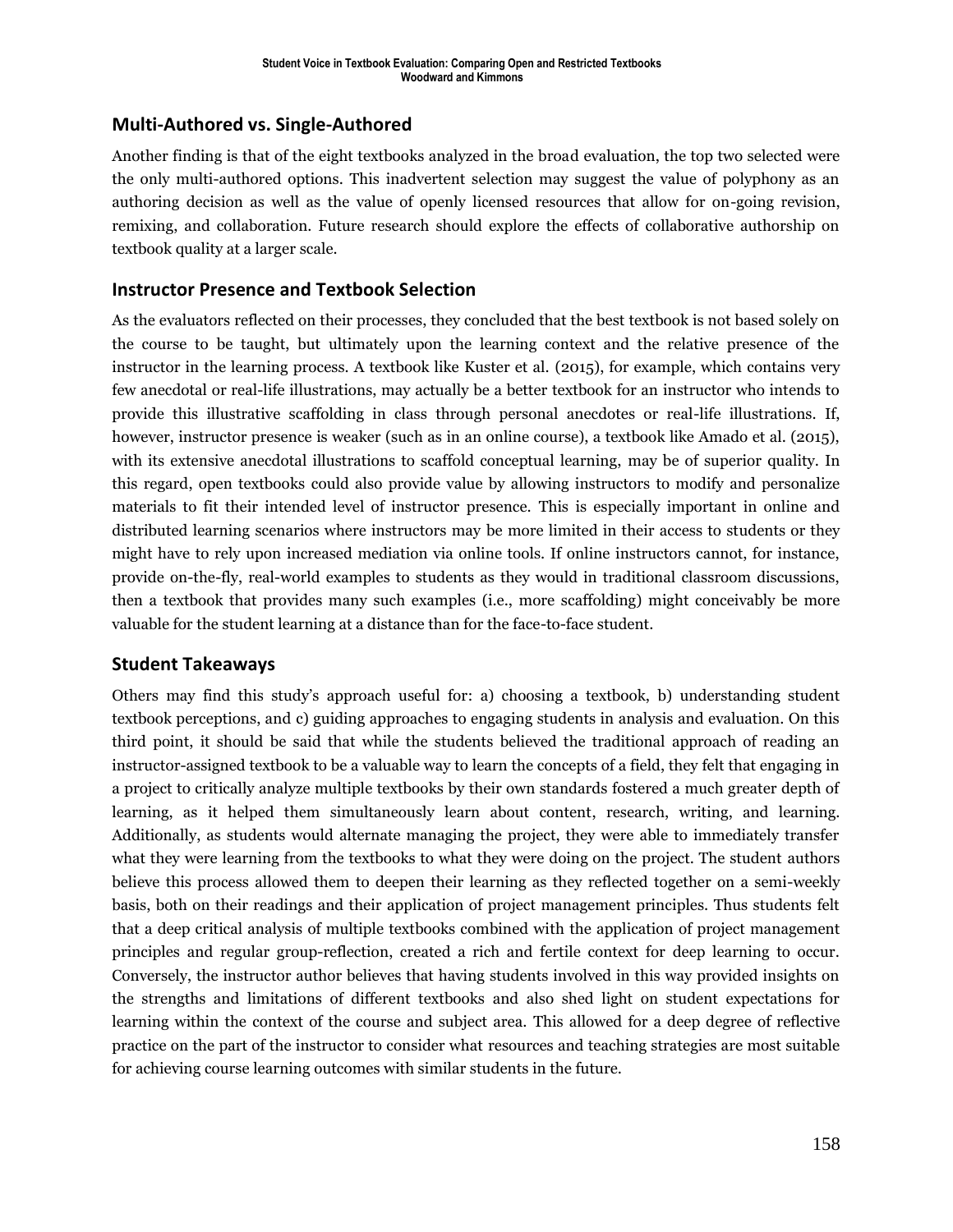## Multi-Authored vs. Single-Authored

Another finding is that of the eight textbooks analyzed in the broad evaluation, the top two selected were the only multi-authored options. This inadvertent selection may suggest the value of polyphony as an authoring decision as well as the value of openly licensed resources that allow for on-going revision, remixing, and collaboration. Future research should explore the effects of collaborative authorship on textbook quality at a larger scale.

## Instructor Presence and Textbook Selection

As the evaluators reflected on their processes, they concluded that the best textbook is not based solely on the course to be taught, but ultimately upon the learning context and the relative presence of the instructor in the learning process. A textbook like Kuster et al. (2015), for example, which contains very few anecdotal or real-life illustrations, may actually be a better textbook for an instructor who intends to provide this illustrative scaffolding in class through personal anecdotes or real-life illustrations. If, however, instructor presence is weaker (such as in an online course), a textbook like Amado et al. (2015), with its extensive anecdotal illustrations to scaffold conceptual learning, may be of superior quality. In this regard, open textbooks could also provide value by allowing instructors to modify and personalize materials to fit their intended level of instructor presence. This is especially important in online and distributed learning scenarios where instructors may be more limited in their access to students or they might have to rely upon increased mediation via online tools. If online instructors cannot, for instance, provide on-the-fly, real-world examples to students as they would in traditional classroom discussions, then a textbook that provides many such examples (i.e., more scaffolding) might conceivably be more valuable for the student learning at a distance than for the face-to-face student.

## Student Takeaways

Others may find this study's approach useful for: a) choosing a textbook, b) understanding student textbook perceptions, and c) guiding approaches to engaging students in analysis and evaluation. On this third point, it should be said that while the students believed the traditional approach of reading an instructor-assigned textbook to be a valuable way to learn the concepts of a field, they felt that engaging in a project to critically analyze multiple textbooks by their own standards fostered a much greater depth of learning, as it helped them simultaneously learn about content, research, writing, and learning. Additionally, as students would alternate managing the project, they were able to immediately transfer what they were learning from the textbooks to what they were doing on the project. The student authors believe this process allowed them to deepen their learning as they reflected together on a semi-weekly basis, both on their readings and their application of project management principles. Thus students felt that a deep critical analysis of multiple textbooks combined with the application of project management principles and regular group-reflection, created a rich and fertile context for deep learning to occur. Conversely, the instructor author believes that having students involved in this way provided insights on the strengths and limitations of different textbooks and also shed light on student expectations for learning within the context of the course and subject area. This allowed for a deep degree of reflective practice on the part of the instructor to consider what resources and teaching strategies are most suitable for achieving course learning outcomes with similar students in the future.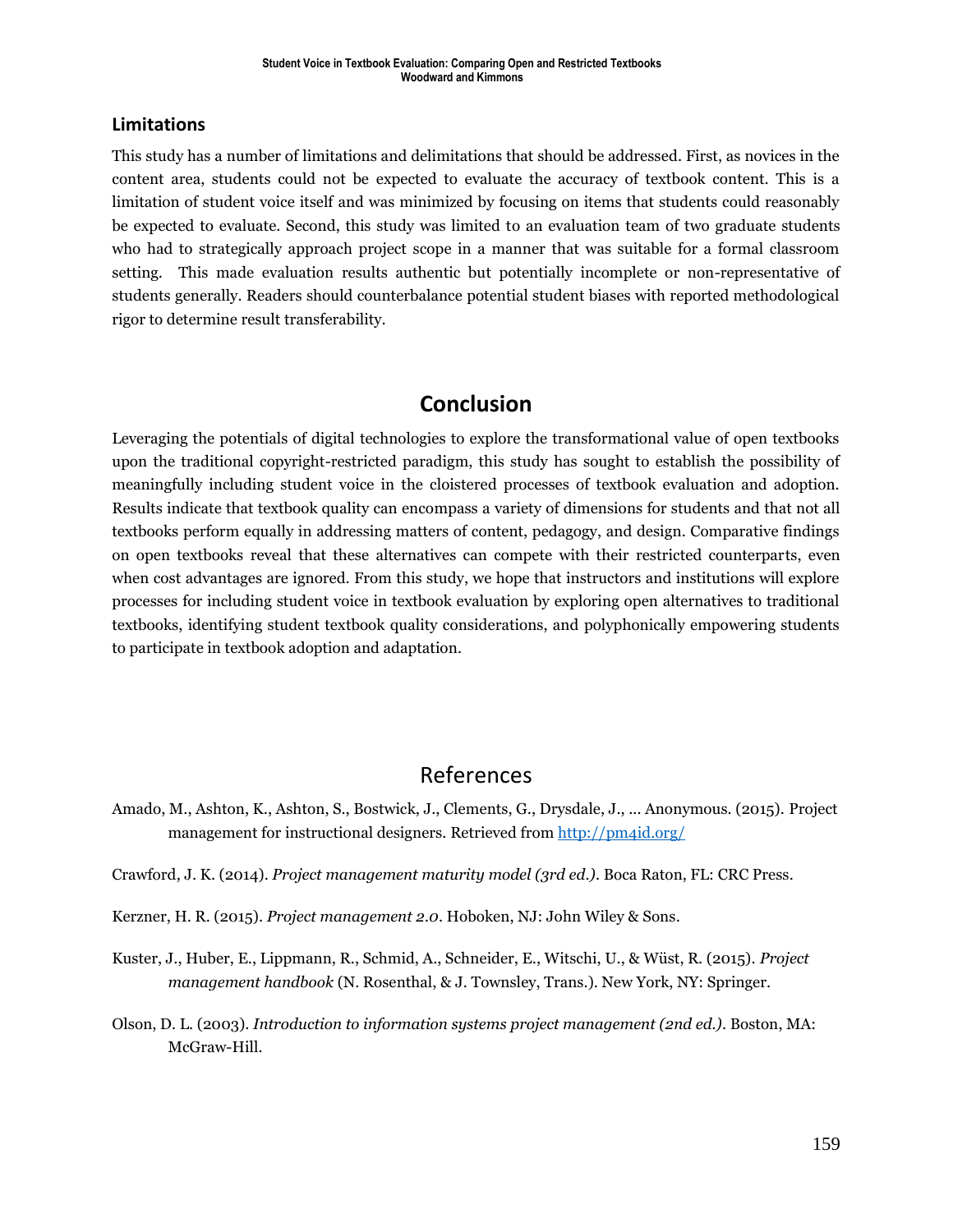### Limitations

This study has a number of limitations and delimitations that should be addressed. First, as novices in the content area, students could not be expected to evaluate the accuracy of textbook content. This is a limitation of student voice itself and was minimized by focusing on items that students could reasonably be expected to evaluate. Second, this study was limited to an evaluation team of two graduate students who had to strategically approach project scope in a manner that was suitable for a formal classroom setting. This made evaluation results authentic but potentially incomplete or non-representative of students generally. Readers should counterbalance potential student biases with reported methodological rigor to determine result transferability.

## Conclusion

Leveraging the potentials of digital technologies to explore the transformational value of open textbooks upon the traditional copyright-restricted paradigm, this study has sought to establish the possibility of meaningfully including student voice in the cloistered processes of textbook evaluation and adoption. Results indicate that textbook quality can encompass a variety of dimensions for students and that not all textbooks perform equally in addressing matters of content, pedagogy, and design. Comparative findings on open textbooks reveal that these alternatives can compete with their restricted counterparts, even when cost advantages are ignored. From this study, we hope that instructors and institutions will explore processes for including student voice in textbook evaluation by exploring open alternatives to traditional textbooks, identifying student textbook quality considerations, and polyphonically empowering students to participate in textbook adoption and adaptation.

## References

Amado, M., Ashton, K., Ashton, S., Bostwick, J., Clements, G., Drysdale, J., ... Anonymous. (2015). Project management for instructional designers. Retrieved from http://pm4id.org/

Crawford, J. K. (2014). *Project management maturity model (3rd ed.)*. Boca Raton, FL: CRC Press.

Kerzner, H. R. (2015). *Project management 2.0*. Hoboken, NJ: John Wiley & Sons.

Kuster, J., Huber, E., Lippmann, R., Schmid, A., Schneider, E., Witschi, U., & Wüst, R. (2015). *Project management handbook* (N. Rosenthal, & J. Townsley, Trans.). New York, NY: Springer.

Olson, D. L. (2003). *Introduction to information systems project management (2nd ed.)*. Boston, MA: McGraw-Hill.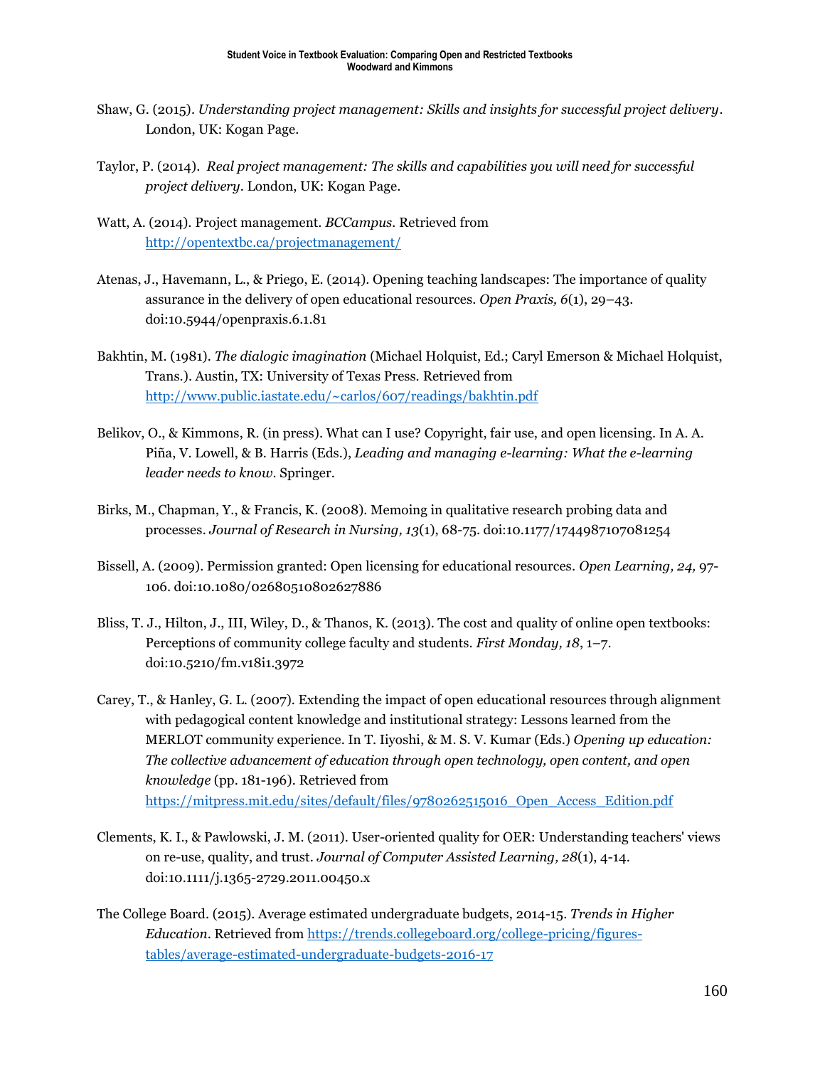Shaw, G. (2015). *Understanding project management: Skills and insights for successful project delivery*. London, UK: Kogan Page.

Taylor, P. (2014). *Real project management: The skills and capabilities you will need for successful project delivery*. London, UK: Kogan Page.

Watt, A. (2014). Project management. *BCCampus*. Retrieved from http://opentextbc.ca/projectmanagement/

Atenas, J., Havemann, L., & Priego, E. (2014). Opening teaching landscapes: The importance of quality assurance in the delivery of open educational resources. *Open Praxis, 6*(1), 29–43. doi:10.5944/openpraxis.6.1.81

Bakhtin, M. (1981). *The dialogic imagination* (Michael Holquist, Ed.; Caryl Emerson & Michael Holquist, Trans.). Austin, TX: University of Texas Press. Retrieved from http://www.public.iastate.edu/~carlos/607/readings/bakhtin.pdf

Belikov, O., & Kimmons, R. (in press). What can I use? Copyright, fair use, and open licensing. In A. A. Piña, V. Lowell, & B. Harris (Eds.), *Leading and managing e-learning: What the e-learning leader needs to know*. Springer.

Birks, M., Chapman, Y., & Francis, K. (2008). Memoing in qualitative research probing data and processes. *Journal of Research in Nursing, 13*(1), 68-75. doi:10.1177/1744987107081254

Bissell, A. (2009). Permission granted: Open licensing for educational resources. *Open Learning, 24,* 97-106. doi:10.1080/02680510802627886

Bliss, T. J., Hilton, J., III, Wiley, D., & Thanos, K. (2013). The cost and quality of online open textbooks: Perceptions of community college faculty and students. *First Monday, 18*, 1–7. doi:10.5210/fm.v18i1.3972

Carey, T., & Hanley, G. L. (2007). Extending the impact of open educational resources through alignment with pedagogical content knowledge and institutional strategy: Lessons learned from the MERLOT community experience. In T. Iiyoshi, & M. S. V. Kumar (Eds.) *Opening up education: The collective advancement of education through open technology, open content, and open knowledge* (pp. 181-196). Retrieved from https://mitpress.mit.edu/sites/default/files/9780262515016_Open_Access_Edition.pdf

Clements, K. I., & Pawlowski, J. M. (2011). User-oriented quality for OER: Understanding teachers' views on re-use, quality, and trust. *Journal of Computer Assisted Learning, 28*(1), 4-14. doi:10.1111/j.1365-2729.2011.00450.x

The College Board. (2015). Average estimated undergraduate budgets, 2014-15. *Trends in Higher Education*. Retrieved from https://trends.collegeboard.org/college-pricing/figures-tables/average-estimated-undergraduate-budgets-2016-17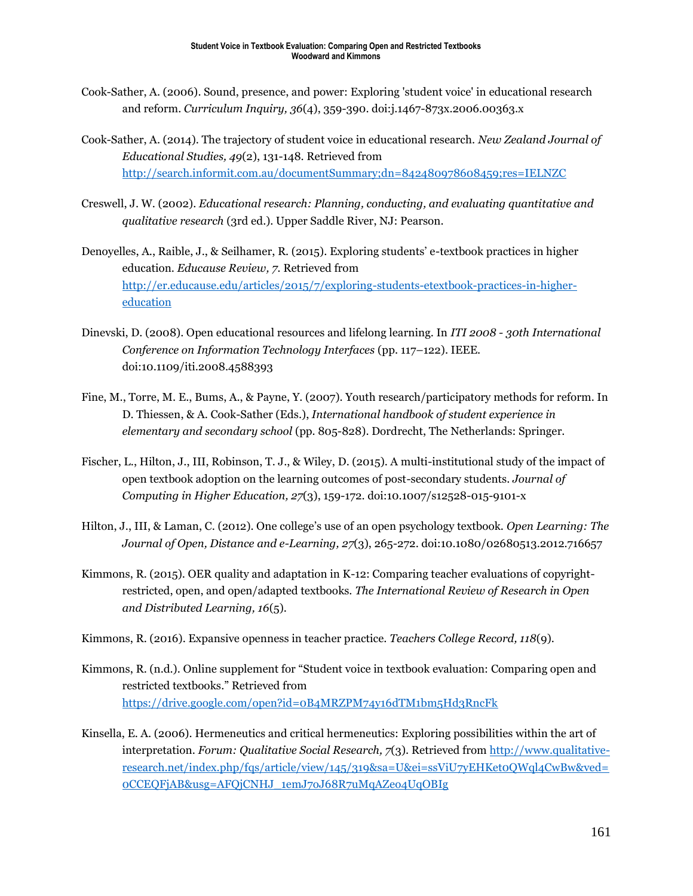Cook-Sather, A. (2006). Sound, presence, and power: Exploring 'student voice' in educational research and reform. *Curriculum Inquiry, 36*(4), 359-390. doi:j.1467-873x.2006.00363.x

Cook-Sather, A. (2014). The trajectory of student voice in educational research. *New Zealand Journal of Educational Studies, 49*(2), 131-148. Retrieved from http://search.informit.com.au/documentSummary;dn=842480978608459;res=IELNZC

Creswell, J. W. (2002). *Educational research: Planning, conducting, and evaluating quantitative and qualitative research* (3rd ed.). Upper Saddle River, NJ: Pearson.

Denoyelles, A., Raible, J., & Seilhamer, R. (2015). Exploring students' e-textbook practices in higher education. *Educause Review, 7.* Retrieved from http://er.educause.edu/articles/2015/7/exploring-students-etextbook-practices-in-higher-education

Dinevski, D. (2008). Open educational resources and lifelong learning. In *ITI 2008 - 30th International Conference on Information Technology Interfaces* (pp. 117–122). IEEE. doi:10.1109/iti.2008.4588393

Fine, M., Torre, M. E., Bums, A., & Payne, Y. (2007). Youth research/participatory methods for reform. In D. Thiessen, & A. Cook-Sather (Eds.), *International handbook of student experience in elementary and secondary school* (pp. 805-828). Dordrecht, The Netherlands: Springer.

Fischer, L., Hilton, J., III, Robinson, T. J., & Wiley, D. (2015). A multi-institutional study of the impact of open textbook adoption on the learning outcomes of post-secondary students. *Journal of Computing in Higher Education, 27*(3), 159-172. doi:10.1007/s12528-015-9101-x

Hilton, J., III, & Laman, C. (2012). One college's use of an open psychology textbook. *Open Learning: The Journal of Open, Distance and e-Learning, 27*(3), 265-272. doi:10.1080/02680513.2012.716657

Kimmons, R. (2015). OER quality and adaptation in K-12: Comparing teacher evaluations of copyright-restricted, open, and open/adapted textbooks. *The International Review of Research in Open and Distributed Learning, 16*(5).

Kimmons, R. (2016). Expansive openness in teacher practice. *Teachers College Record, 118*(9).

Kimmons, R. (n.d.). Online supplement for "Student voice in textbook evaluation: Comparing open and restricted textbooks." Retrieved from https://drive.google.com/open?id=0B4MRZPM74y16dTM1bm5Hd3RncFk

Kinsella, E. A. (2006). Hermeneutics and critical hermeneutics: Exploring possibilities within the art of interpretation. *Forum: Qualitative Social Research, 7*(3). Retrieved from http://www.qualitative-research.net/index.php/fqs/article/view/145/319&sa=U&ei=ssViU7yEHKet0QWql4CwBw&ved=0CCEQFjAB&usg=AFQjCNHJ_1emJ70J68R7uMqAZe04UqOBIg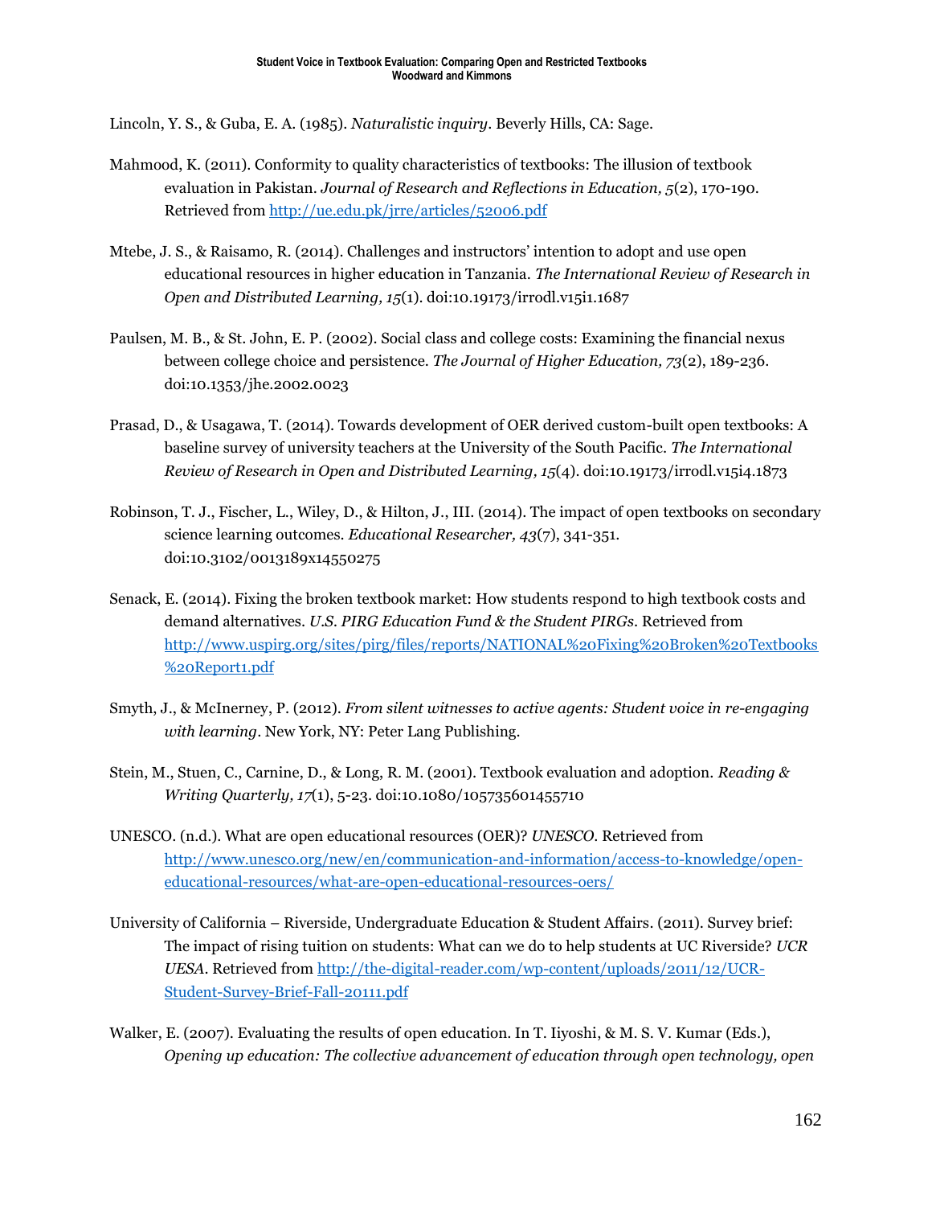Lincoln, Y. S., & Guba, E. A. (1985). *Naturalistic inquiry*. Beverly Hills, CA: Sage.

Mahmood, K. (2011). Conformity to quality characteristics of textbooks: The illusion of textbook evaluation in Pakistan. *Journal of Research and Reflections in Education, 5*(2), 170-190. Retrieved from http://ue.edu.pk/jrre/articles/52006.pdf

Mtebe, J. S., & Raisamo, R. (2014). Challenges and instructors' intention to adopt and use open educational resources in higher education in Tanzania. *The International Review of Research in Open and Distributed Learning, 15*(1). doi:10.19173/irrodl.v15i1.1687

Paulsen, M. B., & St. John, E. P. (2002). Social class and college costs: Examining the financial nexus between college choice and persistence. *The Journal of Higher Education, 73*(2), 189-236. doi:10.1353/jhe.2002.0023

Prasad, D., & Usagawa, T. (2014). Towards development of OER derived custom-built open textbooks: A baseline survey of university teachers at the University of the South Pacific. *The International Review of Research in Open and Distributed Learning, 15*(4). doi:10.19173/irrodl.v15i4.1873

Robinson, T. J., Fischer, L., Wiley, D., & Hilton, J., III. (2014). The impact of open textbooks on secondary science learning outcomes. *Educational Researcher, 43*(7), 341-351. doi:10.3102/0013189x14550275

Senack, E. (2014). Fixing the broken textbook market: How students respond to high textbook costs and demand alternatives. *U.S. PIRG Education Fund & the Student PIRGs*. Retrieved from http://www.uspirg.org/sites/pirg/files/reports/NATIONAL%20Fixing%20Broken%20Textbooks%20Report1.pdf

Smyth, J., & McInerney, P. (2012). *From silent witnesses to active agents: Student voice in re-engaging with learning*. New York, NY: Peter Lang Publishing.

Stein, M., Stuen, C., Carnine, D., & Long, R. M. (2001). Textbook evaluation and adoption. *Reading & Writing Quarterly, 17*(1), 5-23. doi:10.1080/105735601455710

UNESCO. (n.d.). What are open educational resources (OER)? *UNESCO*. Retrieved from http://www.unesco.org/new/en/communication-and-information/access-to-knowledge/open-educational-resources/what-are-open-educational-resources-oers/

University of California – Riverside, Undergraduate Education & Student Affairs. (2011). Survey brief: The impact of rising tuition on students: What can we do to help students at UC Riverside? *UCR UESA*. Retrieved from http://the-digital-reader.com/wp-content/uploads/2011/12/UCR-Student-Survey-Brief-Fall-20111.pdf

Walker, E. (2007). Evaluating the results of open education. In T. Iiyoshi, & M. S. V. Kumar (Eds.), *Opening up education: The collective advancement of education through open technology, open*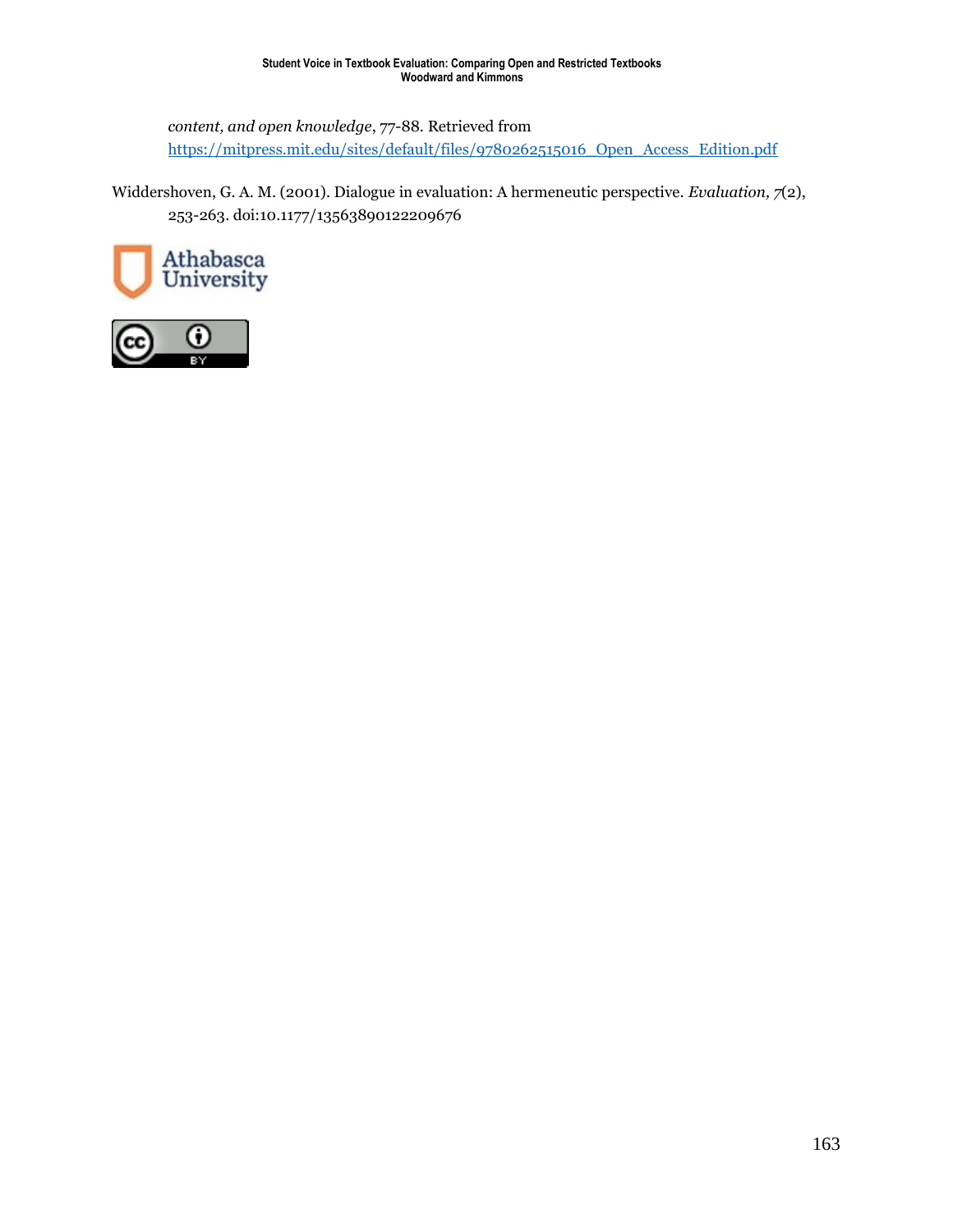*content, and open knowledge*, 77-88. Retrieved from https://mitpress.mit.edu/sites/default/files/9780262515016_Open_Access_Edition.pdf

Widdershoven, G. A. M. (2001). Dialogue in evaluation: A hermeneutic perspective. *Evaluation, 7*(2), 253-263. doi:10.1177/13563890122209676